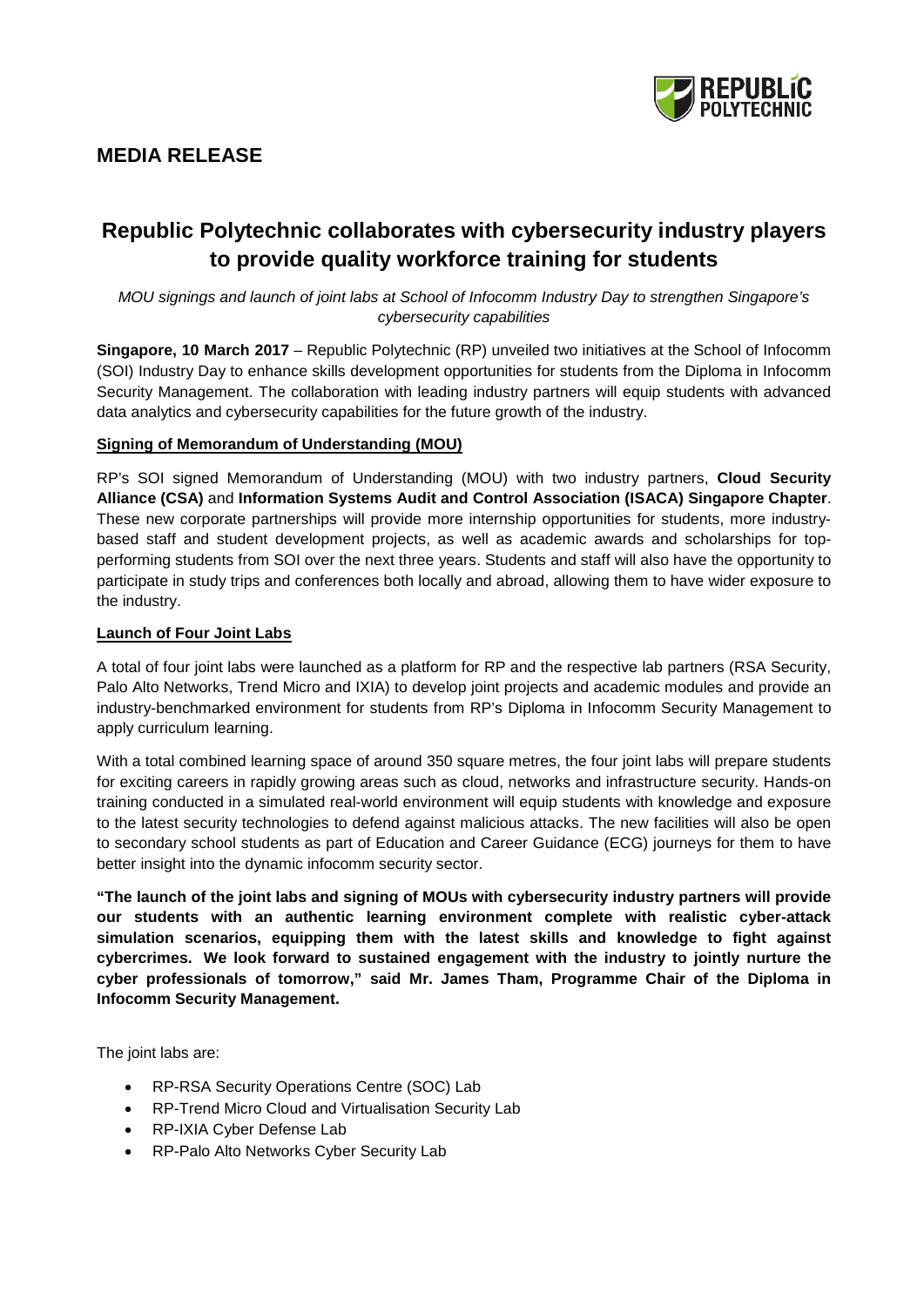## MEDIA RELEASE

# Republic Polytechnic collaborates with cybersecurity industry players to provide quality workforce training for students

*MOU signings and launch of joint labs at School of Infocomm Industry Day to strengthen Singapore's cybersecurity capabilities*

**Singapore, 10 March 2017** – Republic Polytechnic (RP) unveiled two initiatives at the School of Infocomm (SOI) Industry Day to enhance skills development opportunities for students from the Diploma in Infocomm Security Management. The collaboration with leading industry partners will equip students with advanced data analytics and cybersecurity capabilities for the future growth of the industry.

**Signing of Memorandum of Understanding (MOU)**

RP's SOI signed Memorandum of Understanding (MOU) with two industry partners, **Cloud Security Alliance (CSA)** and **Information Systems Audit and Control Association (ISACA) Singapore Chapter**. These new corporate partnerships will provide more internship opportunities for students, more industry-based staff and student development projects, as well as academic awards and scholarships for top-performing students from SOI over the next three years. Students and staff will also have the opportunity to participate in study trips and conferences both locally and abroad, allowing them to have wider exposure to the industry.

**Launch of Four Joint Labs**

A total of four joint labs were launched as a platform for RP and the respective lab partners (RSA Security, Palo Alto Networks, Trend Micro and IXIA) to develop joint projects and academic modules and provide an industry-benchmarked environment for students from RP's Diploma in Infocomm Security Management to apply curriculum learning.

With a total combined learning space of around 350 square metres, the four joint labs will prepare students for exciting careers in rapidly growing areas such as cloud, networks and infrastructure security. Hands-on training conducted in a simulated real-world environment will equip students with knowledge and exposure to the latest security technologies to defend against malicious attacks. The new facilities will also be open to secondary school students as part of Education and Career Guidance (ECG) journeys for them to have better insight into the dynamic infocomm security sector.

**"The launch of the joint labs and signing of MOUs with cybersecurity industry partners will provide our students with an authentic learning environment complete with realistic cyber-attack simulation scenarios, equipping them with the latest skills and knowledge to fight against cybercrimes. We look forward to sustained engagement with the industry to jointly nurture the cyber professionals of tomorrow," said Mr. James Tham, Programme Chair of the Diploma in Infocomm Security Management.**

The joint labs are:

- RP-RSA Security Operations Centre (SOC) Lab
- RP-Trend Micro Cloud and Virtualisation Security Lab
- RP-IXIA Cyber Defense Lab
- RP-Palo Alto Networks Cyber Security Lab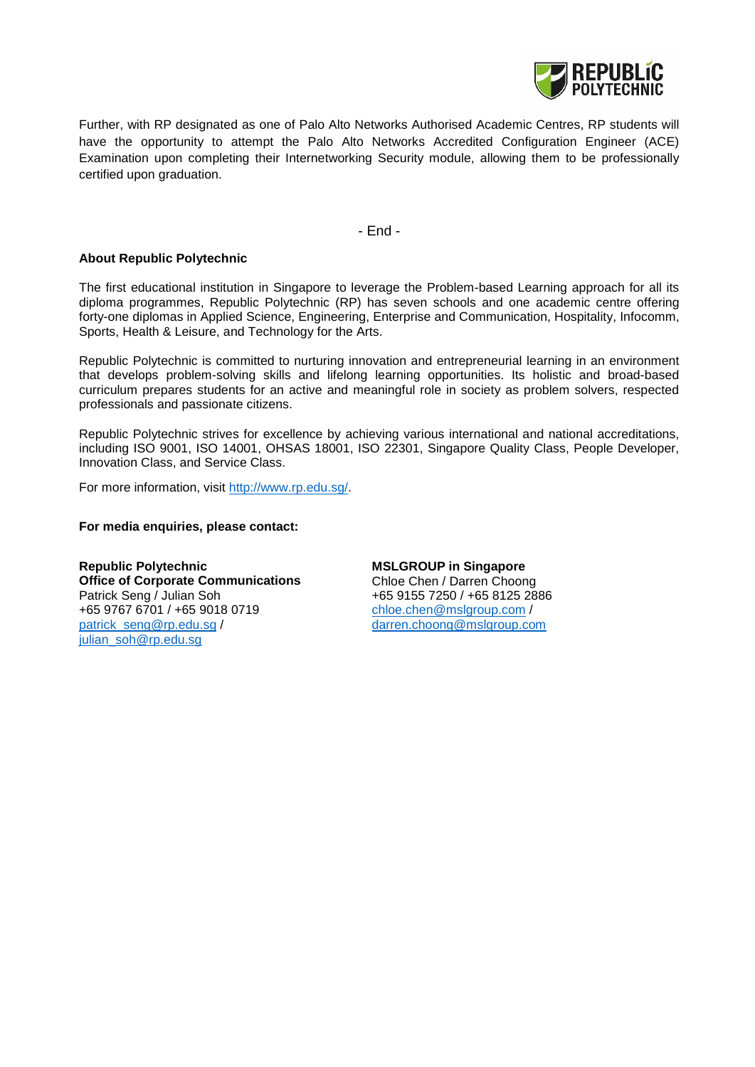Further, with RP designated as one of Palo Alto Networks Authorised Academic Centres, RP students will have the opportunity to attempt the Palo Alto Networks Accredited Configuration Engineer (ACE) Examination upon completing their Internetworking Security module, allowing them to be professionally certified upon graduation.

- End -

**About Republic Polytechnic**

The first educational institution in Singapore to leverage the Problem-based Learning approach for all its diploma programmes, Republic Polytechnic (RP) has seven schools and one academic centre offering forty-one diplomas in Applied Science, Engineering, Enterprise and Communication, Hospitality, Infocomm, Sports, Health & Leisure, and Technology for the Arts.

Republic Polytechnic is committed to nurturing innovation and entrepreneurial learning in an environment that develops problem-solving skills and lifelong learning opportunities. Its holistic and broad-based curriculum prepares students for an active and meaningful role in society as problem solvers, respected professionals and passionate citizens.

Republic Polytechnic strives for excellence by achieving various international and national accreditations, including ISO 9001, ISO 14001, OHSAS 18001, ISO 22301, Singapore Quality Class, People Developer, Innovation Class, and Service Class.

For more information, visit http://www.rp.edu.sg/.

**For media enquiries, please contact:**

**Republic Polytechnic**
**Office of Corporate Communications**
Patrick Seng / Julian Soh
+65 9767 6701 / +65 9018 0719
patrick_seng@rp.edu.sg /
julian_soh@rp.edu.sg

**MSLGROUP in Singapore**
Chloe Chen / Darren Choong
+65 9155 7250 / +65 8125 2886
chloe.chen@mslgroup.com /
darren.choong@mslgroup.com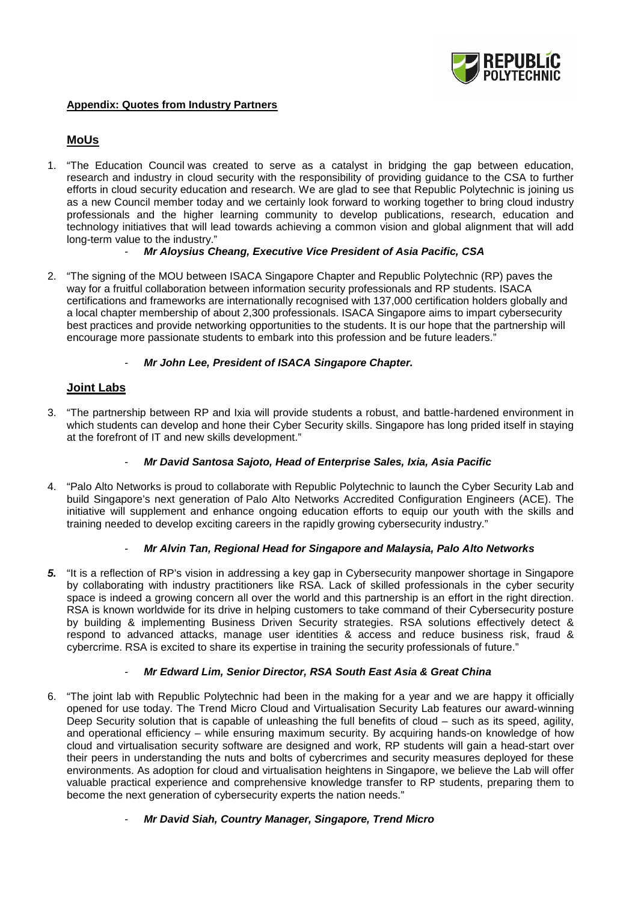**Appendix: Quotes from Industry Partners**

## MoUs

1. "The Education Council was created to serve as a catalyst in bridging the gap between education, research and industry in cloud security with the responsibility of providing guidance to the CSA to further efforts in cloud security education and research. We are glad to see that Republic Polytechnic is joining us as a new Council member today and we certainly look forward to working together to bring cloud industry professionals and the higher learning community to develop publications, research, education and technology initiatives that will lead towards achieving a common vision and global alignment that will add long-term value to the industry."

   - ***Mr Aloysius Cheang, Executive Vice President of Asia Pacific, CSA***

2. "The signing of the MOU between ISACA Singapore Chapter and Republic Polytechnic (RP) paves the way for a fruitful collaboration between information security professionals and RP students. ISACA certifications and frameworks are internationally recognised with 137,000 certification holders globally and a local chapter membership of about 2,300 professionals. ISACA Singapore aims to impart cybersecurity best practices and provide networking opportunities to the students. It is our hope that the partnership will encourage more passionate students to embark into this profession and be future leaders."

   - ***Mr John Lee, President of ISACA Singapore Chapter.***

## Joint Labs

3. "The partnership between RP and Ixia will provide students a robust, and battle-hardened environment in which students can develop and hone their Cyber Security skills. Singapore has long prided itself in staying at the forefront of IT and new skills development."

   - ***Mr David Santosa Sajoto, Head of Enterprise Sales, Ixia, Asia Pacific***

4. "Palo Alto Networks is proud to collaborate with Republic Polytechnic to launch the Cyber Security Lab and build Singapore's next generation of Palo Alto Networks Accredited Configuration Engineers (ACE). The initiative will supplement and enhance ongoing education efforts to equip our youth with the skills and training needed to develop exciting careers in the rapidly growing cybersecurity industry."

   - ***Mr Alvin Tan, Regional Head for Singapore and Malaysia, Palo Alto Networks***

5. "It is a reflection of RP's vision in addressing a key gap in Cybersecurity manpower shortage in Singapore by collaborating with industry practitioners like RSA. Lack of skilled professionals in the cyber security space is indeed a growing concern all over the world and this partnership is an effort in the right direction. RSA is known worldwide for its drive in helping customers to take command of their Cybersecurity posture by building & implementing Business Driven Security strategies. RSA solutions effectively detect & respond to advanced attacks, manage user identities & access and reduce business risk, fraud & cybercrime. RSA is excited to share its expertise in training the security professionals of future."

   - ***Mr Edward Lim, Senior Director, RSA South East Asia & Great China***

6. "The joint lab with Republic Polytechnic had been in the making for a year and we are happy it officially opened for use today. The Trend Micro Cloud and Virtualisation Security Lab features our award-winning Deep Security solution that is capable of unleashing the full benefits of cloud – such as its speed, agility, and operational efficiency – while ensuring maximum security. By acquiring hands-on knowledge of how cloud and virtualisation security software are designed and work, RP students will gain a head-start over their peers in understanding the nuts and bolts of cybercrimes and security measures deployed for these environments. As adoption for cloud and virtualisation heightens in Singapore, we believe the Lab will offer valuable practical experience and comprehensive knowledge transfer to RP students, preparing them to become the next generation of cybersecurity experts the nation needs."

   - ***Mr David Siah, Country Manager, Singapore, Trend Micro***